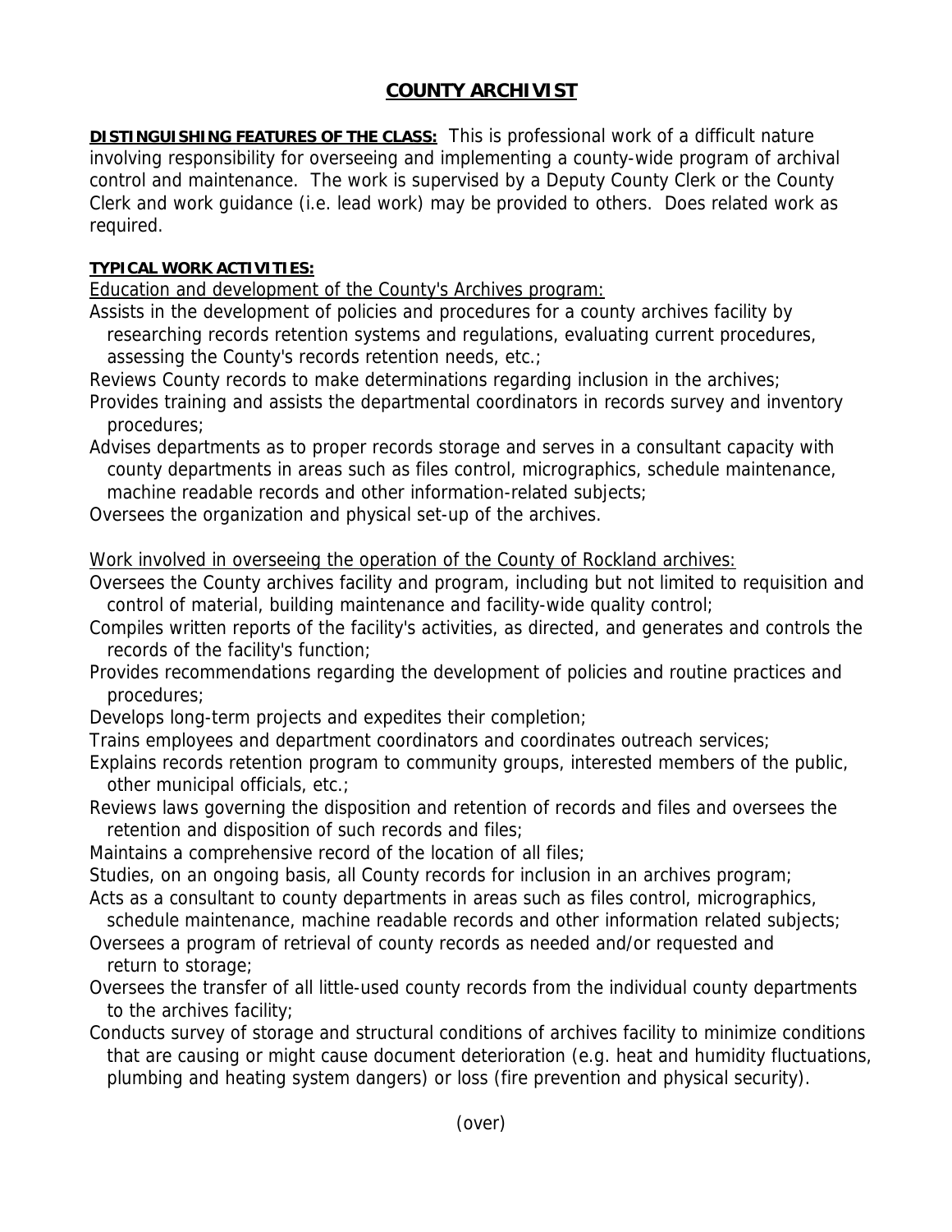# COUNTY ARCHIVIST

**DISTINGUISHING FEATURES OF THE CLASS:** This is professional work of a difficult nature involving responsibility for overseeing and implementing a county-wide program of archival control and maintenance. The work is supervised by a Deputy County Clerk or the County Clerk and work guidance (i.e. lead work) may be provided to others. Does related work as required.

**TYPICAL WORK ACTIVITIES:**

Education and development of the County's Archives program:

Assists in the development of policies and procedures for a county archives facility by researching records retention systems and regulations, evaluating current procedures, assessing the County's records retention needs, etc.;

Reviews County records to make determinations regarding inclusion in the archives;

Provides training and assists the departmental coordinators in records survey and inventory procedures;

Advises departments as to proper records storage and serves in a consultant capacity with county departments in areas such as files control, micrographics, schedule maintenance, machine readable records and other information-related subjects;

Oversees the organization and physical set-up of the archives.

Work involved in overseeing the operation of the County of Rockland archives:

Oversees the County archives facility and program, including but not limited to requisition and control of material, building maintenance and facility-wide quality control;

Compiles written reports of the facility's activities, as directed, and generates and controls the records of the facility's function;

Provides recommendations regarding the development of policies and routine practices and procedures;

Develops long-term projects and expedites their completion;

Trains employees and department coordinators and coordinates outreach services;

Explains records retention program to community groups, interested members of the public, other municipal officials, etc.;

Reviews laws governing the disposition and retention of records and files and oversees the retention and disposition of such records and files;

Maintains a comprehensive record of the location of all files;

Studies, on an ongoing basis, all County records for inclusion in an archives program;

Acts as a consultant to county departments in areas such as files control, micrographics, schedule maintenance, machine readable records and other information related subjects;

Oversees a program of retrieval of county records as needed and/or requested and return to storage;

Oversees the transfer of all little-used county records from the individual county departments to the archives facility;

Conducts survey of storage and structural conditions of archives facility to minimize conditions that are causing or might cause document deterioration (e.g. heat and humidity fluctuations, plumbing and heating system dangers) or loss (fire prevention and physical security).

(over)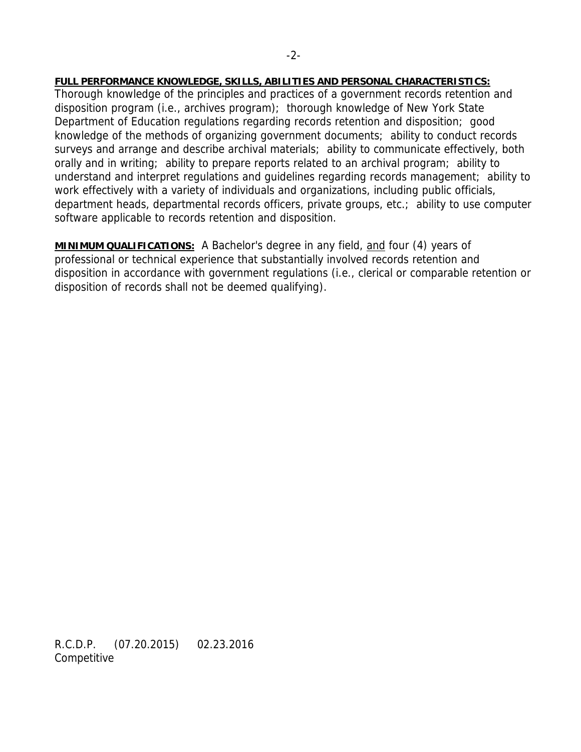**FULL PERFORMANCE KNOWLEDGE, SKILLS, ABILITIES AND PERSONAL CHARACTERISTICS:** Thorough knowledge of the principles and practices of a government records retention and disposition program (i.e., archives program); thorough knowledge of New York State Department of Education regulations regarding records retention and disposition; good knowledge of the methods of organizing government documents; ability to conduct records surveys and arrange and describe archival materials; ability to communicate effectively, both orally and in writing; ability to prepare reports related to an archival program; ability to understand and interpret regulations and guidelines regarding records management; ability to work effectively with a variety of individuals and organizations, including public officials, department heads, departmental records officers, private groups, etc.; ability to use computer software applicable to records retention and disposition.

**MINIMUM QUALIFICATIONS:** A Bachelor's degree in any field, and four (4) years of professional or technical experience that substantially involved records retention and disposition in accordance with government regulations (i.e., clerical or comparable retention or disposition of records shall not be deemed qualifying).

R.C.D.P. (07.20.2015) 02.23.2016
Competitive